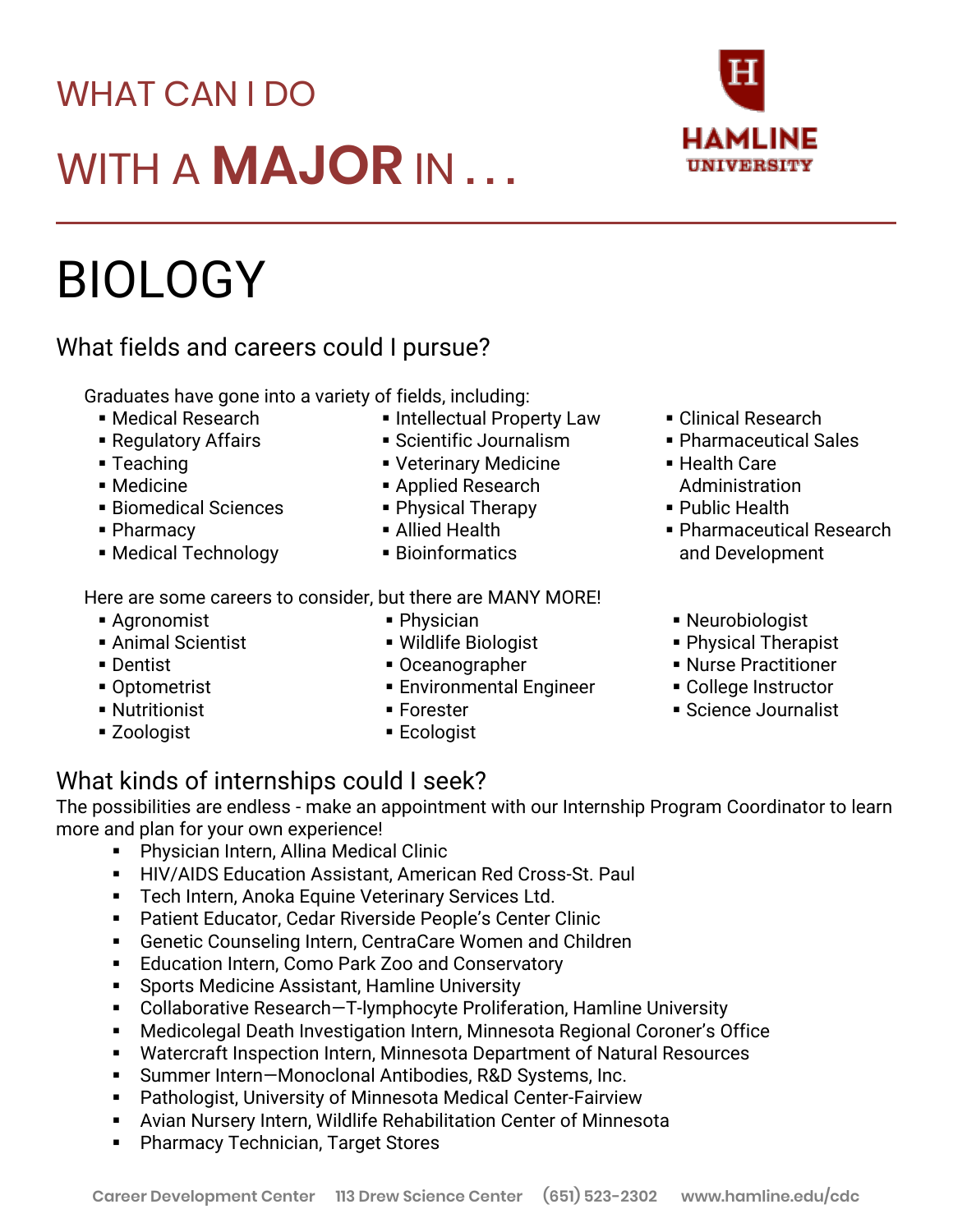# WHAT CAN I DO WITH A **MAJOR** IN . . .

HAMLINE UNIVERSITY

# BIOLOGY

## What fields and careers could I pursue?

Graduates have gone into a variety of fields, including:

- Medical Research
- Regulatory Affairs
- Teaching
- Medicine
- Biomedical Sciences
- Pharmacy
- Medical Technology
- Intellectual Property Law
- Scientific Journalism
- Veterinary Medicine
- Applied Research
- Physical Therapy
- Allied Health
- Bioinformatics
- Clinical Research
- Pharmaceutical Sales
- Health Care Administration
- Public Health
- Pharmaceutical Research and Development

Here are some careers to consider, but there are MANY MORE!

- Agronomist
- Animal Scientist
- Dentist
- Optometrist
- Nutritionist
- Zoologist
- Physician
- Wildlife Biologist
- Oceanographer
- Environmental Engineer
- Forester
- Ecologist
- Neurobiologist
- Physical Therapist
- Nurse Practitioner
- College Instructor
- Science Journalist

## What kinds of internships could I seek?

The possibilities are endless - make an appointment with our Internship Program Coordinator to learn more and plan for your own experience!

- Physician Intern, Allina Medical Clinic
- HIV/AIDS Education Assistant, American Red Cross-St. Paul
- Tech Intern, Anoka Equine Veterinary Services Ltd.
- Patient Educator, Cedar Riverside People's Center Clinic
- Genetic Counseling Intern, CentraCare Women and Children
- Education Intern, Como Park Zoo and Conservatory
- Sports Medicine Assistant, Hamline University
- Collaborative Research—T-lymphocyte Proliferation, Hamline University
- Medicolegal Death Investigation Intern, Minnesota Regional Coroner's Office
- Watercraft Inspection Intern, Minnesota Department of Natural Resources
- Summer Intern—Monoclonal Antibodies, R&D Systems, Inc.
- Pathologist, University of Minnesota Medical Center-Fairview
- Avian Nursery Intern, Wildlife Rehabilitation Center of Minnesota
- Pharmacy Technician, Target Stores

Career Development Center 113 Drew Science Center (651) 523-2302 www.hamline.edu/cdc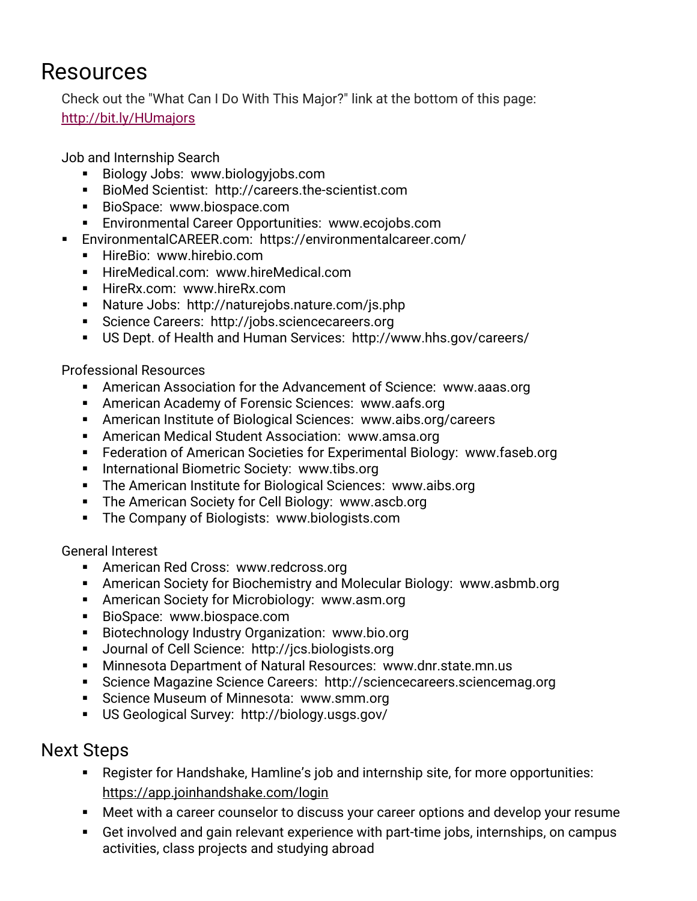# Resources

Check out the "What Can I Do With This Major?" link at the bottom of this page: http://bit.ly/HUmajors

Job and Internship Search

- Biology Jobs: www.biologyjobs.com
- BioMed Scientist: http://careers.the-scientist.com
- BioSpace: www.biospace.com
- Environmental Career Opportunities: www.ecojobs.com
- EnvironmentalCAREER.com: https://environmentalcareer.com/
- HireBio: www.hirebio.com
- HireMedical.com: www.hireMedical.com
- HireRx.com: www.hireRx.com
- Nature Jobs: http://naturejobs.nature.com/js.php
- Science Careers: http://jobs.sciencecareers.org
- US Dept. of Health and Human Services: http://www.hhs.gov/careers/

Professional Resources

- American Association for the Advancement of Science: www.aaas.org
- American Academy of Forensic Sciences: www.aafs.org
- American Institute of Biological Sciences: www.aibs.org/careers
- American Medical Student Association: www.amsa.org
- Federation of American Societies for Experimental Biology: www.faseb.org
- International Biometric Society: www.tibs.org
- The American Institute for Biological Sciences: www.aibs.org
- The American Society for Cell Biology: www.ascb.org
- The Company of Biologists: www.biologists.com

General Interest

- American Red Cross: www.redcross.org
- American Society for Biochemistry and Molecular Biology: www.asbmb.org
- American Society for Microbiology: www.asm.org
- BioSpace: www.biospace.com
- Biotechnology Industry Organization: www.bio.org
- Journal of Cell Science: http://jcs.biologists.org
- Minnesota Department of Natural Resources: www.dnr.state.mn.us
- Science Magazine Science Careers: http://sciencecareers.sciencemag.org
- Science Museum of Minnesota: www.smm.org
- US Geological Survey: http://biology.usgs.gov/

# Next Steps

- Register for Handshake, Hamline's job and internship site, for more opportunities: https://app.joinhandshake.com/login
- Meet with a career counselor to discuss your career options and develop your resume
- Get involved and gain relevant experience with part-time jobs, internships, on campus activities, class projects and studying abroad